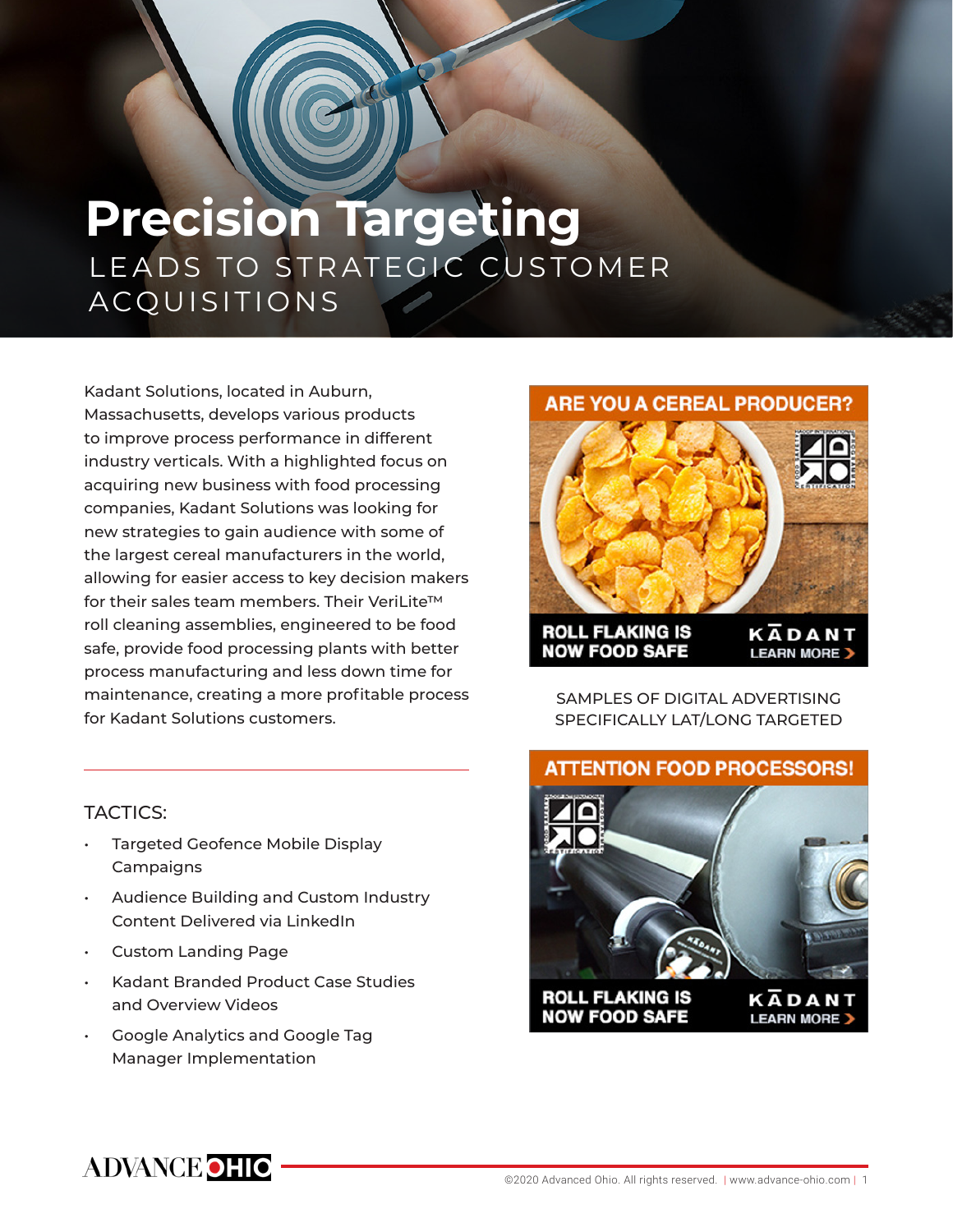# Precision Targeting

## LEADS TO STRATEGIC CUSTOMER ACQUISITIONS

Kadant Solutions, located in Auburn, Massachusetts, develops various products to improve process performance in different industry verticals. With a highlighted focus on acquiring new business with food processing companies, Kadant Solutions was looking for new strategies to gain audience with some of the largest cereal manufacturers in the world, allowing for easier access to key decision makers for their sales team members. Their VeriLite™ roll cleaning assemblies, engineered to be food safe, provide food processing plants with better process manufacturing and less down time for maintenance, creating a more profitable process for Kadant Solutions customers.

ARE YOU A CEREAL PRODUCER?

ROLL FLAKING IS NOW FOOD SAFE

KADANT LEARN MORE

SAMPLES OF DIGITAL ADVERTISING SPECIFICALLY LAT/LONG TARGETED

ATTENTION FOOD PROCESSORS!

ROLL FLAKING IS NOW FOOD SAFE

KADANT LEARN MORE

---

TACTICS:

- Targeted Geofence Mobile Display Campaigns
- Audience Building and Custom Industry Content Delivered via LinkedIn
- Custom Landing Page
- Kadant Branded Product Case Studies and Overview Videos
- Google Analytics and Google Tag Manager Implementation

ADVANCE OHIO

©2020 Advanced Ohio. All rights reserved. | www.advance-ohio.com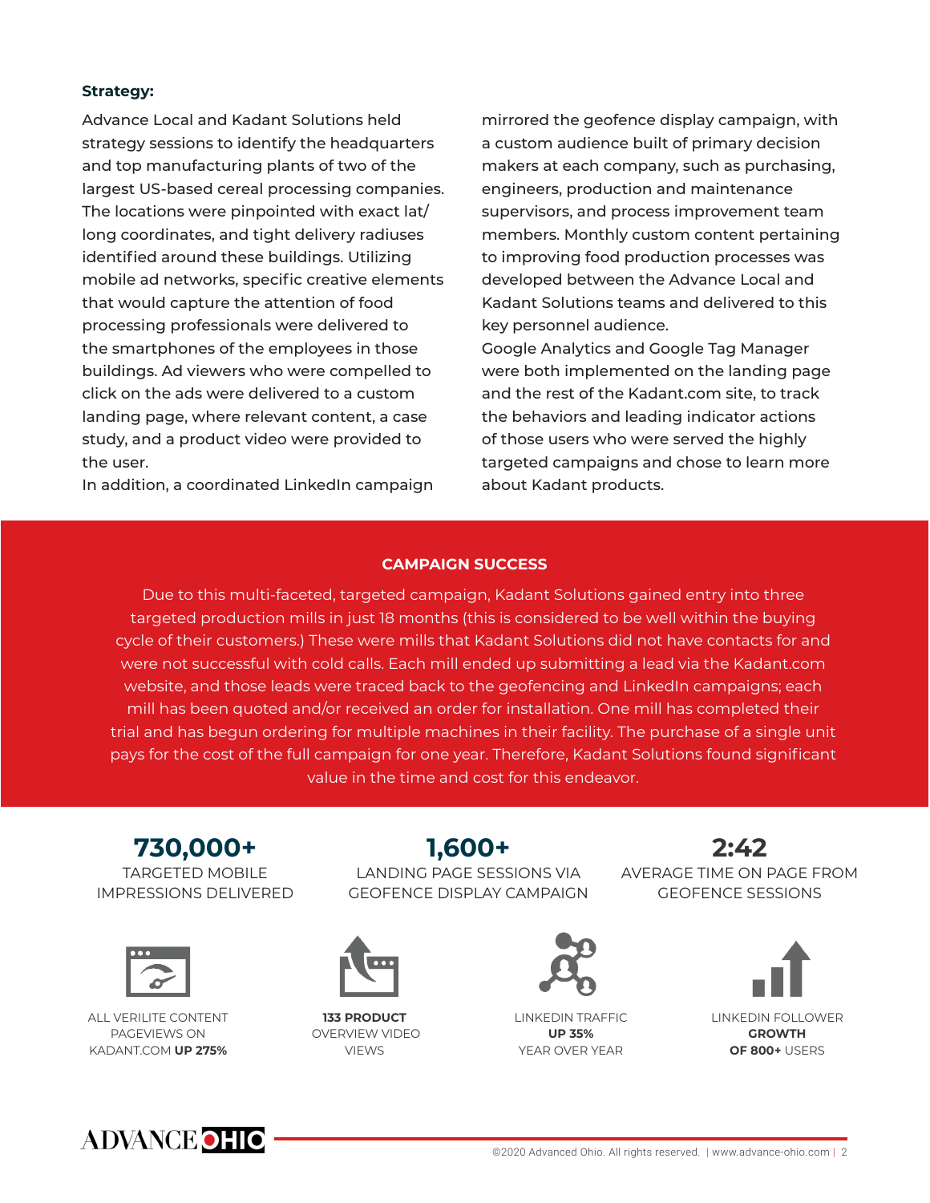**Strategy:**

Advance Local and Kadant Solutions held strategy sessions to identify the headquarters and top manufacturing plants of two of the largest US-based cereal processing companies. The locations were pinpointed with exact lat/long coordinates, and tight delivery radiuses identified around these buildings. Utilizing mobile ad networks, specific creative elements that would capture the attention of food processing professionals were delivered to the smartphones of the employees in those buildings. Ad viewers who were compelled to click on the ads were delivered to a custom landing page, where relevant content, a case study, and a product video were provided to the user.

In addition, a coordinated LinkedIn campaign mirrored the geofence display campaign, with a custom audience built of primary decision makers at each company, such as purchasing, engineers, production and maintenance supervisors, and process improvement team members. Monthly custom content pertaining to improving food production processes was developed between the Advance Local and Kadant Solutions teams and delivered to this key personnel audience.

Google Analytics and Google Tag Manager were both implemented on the landing page and the rest of the Kadant.com site, to track the behaviors and leading indicator actions of those users who were served the highly targeted campaigns and chose to learn more about Kadant products.

## CAMPAIGN SUCCESS

Due to this multi-faceted, targeted campaign, Kadant Solutions gained entry into three targeted production mills in just 18 months (this is considered to be well within the buying cycle of their customers.) These were mills that Kadant Solutions did not have contacts for and were not successful with cold calls. Each mill ended up submitting a lead via the Kadant.com website, and those leads were traced back to the geofencing and LinkedIn campaigns; each mill has been quoted and/or received an order for installation. One mill has completed their trial and has begun ordering for multiple machines in their facility. The purchase of a single unit pays for the cost of the full campaign for one year. Therefore, Kadant Solutions found significant value in the time and cost for this endeavor.

**730,000+**
TARGETED MOBILE IMPRESSIONS DELIVERED

**1,600+**
LANDING PAGE SESSIONS VIA GEOFENCE DISPLAY CAMPAIGN

**2:42**
AVERAGE TIME ON PAGE FROM GEOFENCE SESSIONS

ALL VERILITE CONTENT PAGEVIEWS ON KADANT.COM **UP 275%**

**133 PRODUCT** OVERVIEW VIDEO VIEWS

LINKEDIN TRAFFIC **UP 35%** YEAR OVER YEAR

LINKEDIN FOLLOWER **GROWTH OF 800+** USERS

ADVANCE OHIO

©2020 Advanced Ohio. All rights reserved. | www.advance-ohio.com